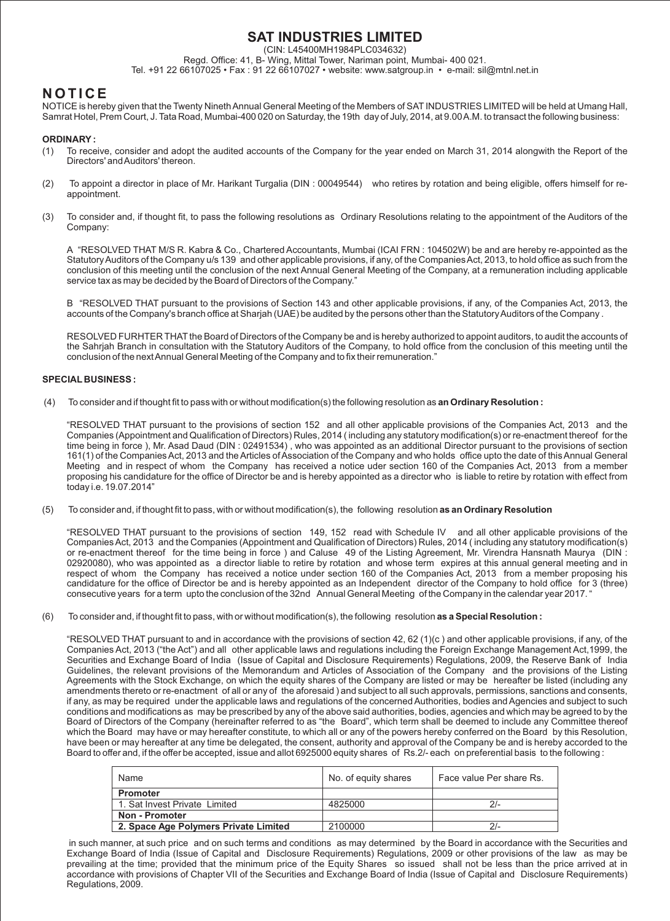# SAT INDUSTRIES LIMITED

(CIN: L45400MH1984PLC034632)

Regd. Office: 41, B- Wing, Mittal Tower, Nariman point, Mumbai- 400 021.

Tel. +91 22 66107025 • Fax : 91 22 66107027 • website: www.satgroup.in • e-mail: sil@mtnl.net.in

## NOTICE

NOTICE is hereby given that the Twenty Nineth Annual General Meeting of the Members of SAT INDUSTRIES LIMITED will be held at Umang Hall, Samrat Hotel, Prem Court, J. Tata Road, Mumbai-400 020 on Saturday, the 19th day of July, 2014, at 9.00 A.M. to transact the following business:

**ORDINARY :**

(1) To receive, consider and adopt the audited accounts of the Company for the year ended on March 31, 2014 alongwith the Report of the Directors' and Auditors' thereon.

(2) To appoint a director in place of Mr. Harikant Turgalia (DIN : 00049544) who retires by rotation and being eligible, offers himself for re-appointment.

(3) To consider and, if thought fit, to pass the following resolutions as Ordinary Resolutions relating to the appointment of the Auditors of the Company:

A "RESOLVED THAT M/S R. Kabra & Co., Chartered Accountants, Mumbai (ICAI FRN : 104502W) be and are hereby re-appointed as the Statutory Auditors of the Company u/s 139 and other applicable provisions, if any, of the Companies Act, 2013, to hold office as such from the conclusion of this meeting until the conclusion of the next Annual General Meeting of the Company, at a remuneration including applicable service tax as may be decided by the Board of Directors of the Company."

B "RESOLVED THAT pursuant to the provisions of Section 143 and other applicable provisions, if any, of the Companies Act, 2013, the accounts of the Company's branch office at Sharjah (UAE) be audited by the persons other than the Statutory Auditors of the Company .

RESOLVED FURHTER THAT the Board of Directors of the Company be and is hereby authorized to appoint auditors, to audit the accounts of the Sahrjah Branch in consultation with the Statutory Auditors of the Company, to hold office from the conclusion of this meeting until the conclusion of the next Annual General Meeting of the Company and to fix their remuneration."

**SPECIAL BUSINESS :**

(4) To consider and if thought fit to pass with or without modification(s) the following resolution as **an Ordinary Resolution :**

"RESOLVED THAT pursuant to the provisions of section 152 and all other applicable provisions of the Companies Act, 2013 and the Companies (Appointment and Qualification of Directors) Rules, 2014 ( including any statutory modification(s) or re-enactment thereof for the time being in force ), Mr. Asad Daud (DIN : 02491534) , who was appointed as an additional Director pursuant to the provisions of section 161(1) of the Companies Act, 2013 and the Articles of Association of the Company and who holds office upto the date of this Annual General Meeting and in respect of whom the Company has received a notice uder section 160 of the Companies Act, 2013 from a member proposing his candidature for the office of Director be and is hereby appointed as a director who is liable to retire by rotation with effect from today i.e. 19.07.2014"

(5) To consider and, if thought fit to pass, with or without modification(s), the following resolution **as an Ordinary Resolution**

"RESOLVED THAT pursuant to the provisions of section 149, 152 read with Schedule IV and all other applicable provisions of the Companies Act, 2013 and the Companies (Appointment and Qualification of Directors) Rules, 2014 ( including any statutory modification(s) or re-enactment thereof for the time being in force ) and Caluse 49 of the Listing Agreement, Mr. Virendra Hansnath Maurya (DIN : 02920080), who was appointed as a director liable to retire by rotation and whose term expires at this annual general meeting and in respect of whom the Company has received a notice under section 160 of the Companies Act, 2013 from a member proposing his candidature for the office of Director be and is hereby appointed as an Independent director of the Company to hold office for 3 (three) consecutive years for a term upto the conclusion of the 32nd Annual General Meeting of the Company in the calendar year 2017. "

(6) To consider and, if thought fit to pass, with or without modification(s), the following resolution **as a Special Resolution :**

"RESOLVED THAT pursuant to and in accordance with the provisions of section 42, 62 (1)(c ) and other applicable provisions, if any, of the Companies Act, 2013 ("the Act") and all other applicable laws and regulations including the Foreign Exchange Management Act,1999, the Securities and Exchange Board of India (Issue of Capital and Disclosure Requirements) Regulations, 2009, the Reserve Bank of India Guidelines, the relevant provisions of the Memorandum and Articles of Association of the Company and the provisions of the Listing Agreements with the Stock Exchange, on which the equity shares of the Company are listed or may be hereafter be listed (including any amendments thereto or re-enactment of all or any of the aforesaid ) and subject to all such approvals, permissions, sanctions and consents, if any, as may be required under the applicable laws and regulations of the concerned Authorities, bodies and Agencies and subject to such conditions and modifications as may be prescribed by any of the above said authorities, bodies, agencies and which may be agreed to by the Board of Directors of the Company (hereinafter referred to as "the Board", which term shall be deemed to include any Committee thereof which the Board may have or may hereafter constitute, to which all or any of the powers hereby conferred on the Board by this Resolution, have been or may hereafter at any time be delegated, the consent, authority and approval of the Company be and is hereby accorded to the Board to offer and, if the offer be accepted, issue and allot 6925000 equity shares of Rs.2/- each on preferential basis to the following :

| Name | No. of equity shares | Face value Per share Rs. |
|---|---|---|
| **Promoter** | | |
| 1. Sat Invest Private Limited | 4825000 | 2/- |
| **Non - Promoter** | | |
| **2. Space Age Polymers Private Limited** | 2100000 | 2/- |

in such manner, at such price and on such terms and conditions as may determined by the Board in accordance with the Securities and Exchange Board of India (Issue of Capital and Disclosure Requirements) Regulations, 2009 or other provisions of the law as may be prevailing at the time; provided that the minimum price of the Equity Shares so issued shall not be less than the price arrived at in accordance with provisions of Chapter VII of the Securities and Exchange Board of India (Issue of Capital and Disclosure Requirements) Regulations, 2009.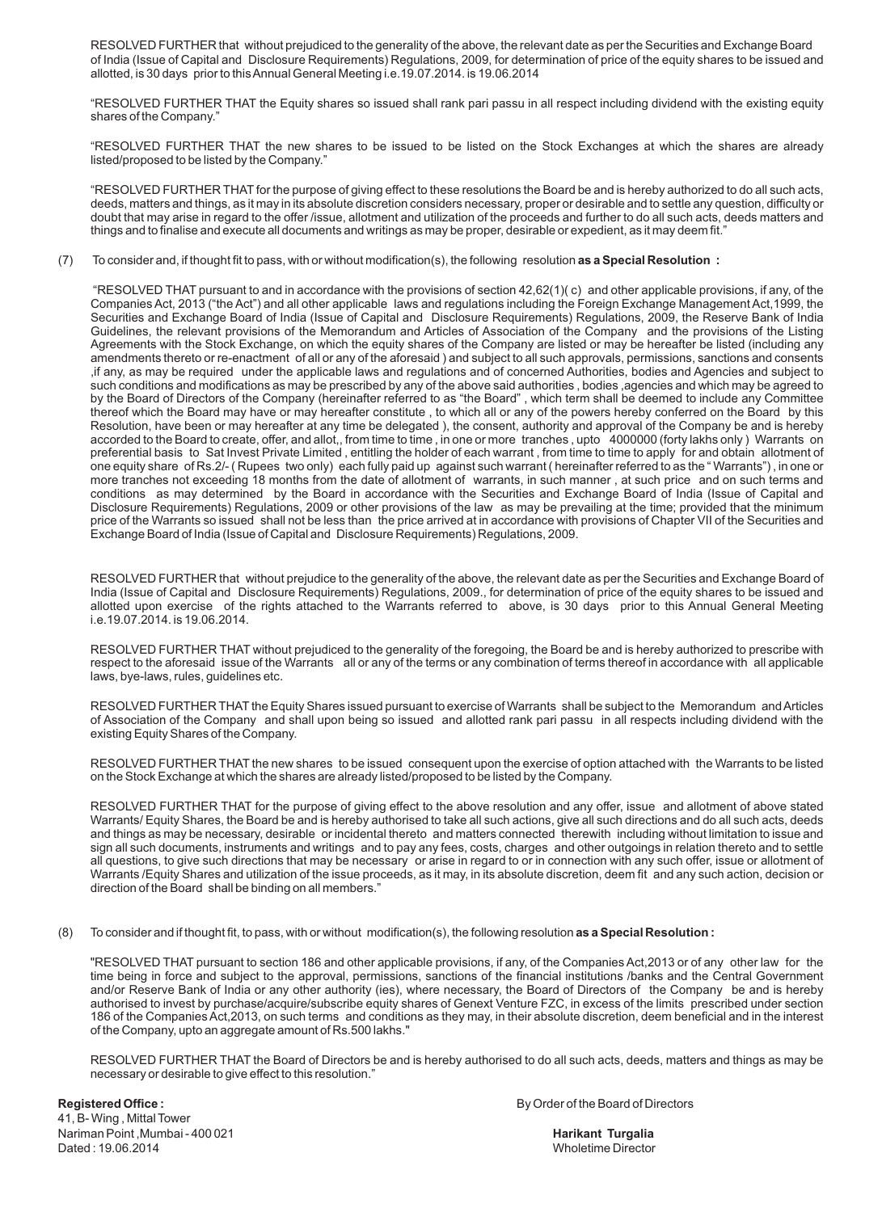RESOLVED FURTHER that without prejudiced to the generality of the above, the relevant date as per the Securities and Exchange Board of India (Issue of Capital and Disclosure Requirements) Regulations, 2009, for determination of price of the equity shares to be issued and allotted, is 30 days prior to this Annual General Meeting i.e.19.07.2014. is 19.06.2014

"RESOLVED FURTHER THAT the Equity shares so issued shall rank pari passu in all respect including dividend with the existing equity shares of the Company."

"RESOLVED FURTHER THAT the new shares to be issued to be listed on the Stock Exchanges at which the shares are already listed/proposed to be listed by the Company."

"RESOLVED FURTHER THAT for the purpose of giving effect to these resolutions the Board be and is hereby authorized to do all such acts, deeds, matters and things, as it may in its absolute discretion considers necessary, proper or desirable and to settle any question, difficulty or doubt that may arise in regard to the offer /issue, allotment and utilization of the proceeds and further to do all such acts, deeds matters and things and to finalise and execute all documents and writings as may be proper, desirable or expedient, as it may deem fit."

(7) To consider and, if thought fit to pass, with or without modification(s), the following resolution **as a Special Resolution :**

"RESOLVED THAT pursuant to and in accordance with the provisions of section 42,62(1)( c) and other applicable provisions, if any, of the Companies Act, 2013 ("the Act") and all other applicable laws and regulations including the Foreign Exchange Management Act,1999, the Securities and Exchange Board of India (Issue of Capital and Disclosure Requirements) Regulations, 2009, the Reserve Bank of India Guidelines, the relevant provisions of the Memorandum and Articles of Association of the Company and the provisions of the Listing Agreements with the Stock Exchange, on which the equity shares of the Company are listed or may be hereafter be listed (including any amendments thereto or re-enactment of all or any of the aforesaid ) and subject to all such approvals, permissions, sanctions and consents ,if any, as may be required under the applicable laws and regulations and of concerned Authorities, bodies and Agencies and subject to such conditions and modifications as may be prescribed by any of the above said authorities , bodies ,agencies and which may be agreed to by the Board of Directors of the Company (hereinafter referred to as "the Board" , which term shall be deemed to include any Committee thereof which the Board may have or may hereafter constitute , to which all or any of the powers hereby conferred on the Board by this Resolution, have been or may hereafter at any time be delegated ), the consent, authority and approval of the Company be and is hereby accorded to the Board to create, offer, and allot,, from time to time , in one or more tranches , upto 4000000 (forty lakhs only ) Warrants on preferential basis to Sat Invest Private Limited , entitling the holder of each warrant , from time to time to apply for and obtain allotment of one equity share of Rs.2/- ( Rupees two only) each fully paid up against such warrant ( hereinafter referred to as the " Warrants") , in one or more tranches not exceeding 18 months from the date of allotment of warrants, in such manner , at such price and on such terms and conditions as may determined by the Board in accordance with the Securities and Exchange Board of India (Issue of Capital and Disclosure Requirements) Regulations, 2009 or other provisions of the law as may be prevailing at the time; provided that the minimum price of the Warrants so issued shall not be less than the price arrived at in accordance with provisions of Chapter VII of the Securities and Exchange Board of India (Issue of Capital and Disclosure Requirements) Regulations, 2009.

RESOLVED FURTHER that without prejudice to the generality of the above, the relevant date as per the Securities and Exchange Board of India (Issue of Capital and Disclosure Requirements) Regulations, 2009., for determination of price of the equity shares to be issued and allotted upon exercise of the rights attached to the Warrants referred to above, is 30 days prior to this Annual General Meeting i.e.19.07.2014. is 19.06.2014.

RESOLVED FURTHER THAT without prejudiced to the generality of the foregoing, the Board be and is hereby authorized to prescribe with respect to the aforesaid issue of the Warrants all or any of the terms or any combination of terms thereof in accordance with all applicable laws, bye-laws, rules, guidelines etc.

RESOLVED FURTHER THAT the Equity Shares issued pursuant to exercise of Warrants shall be subject to the Memorandum and Articles of Association of the Company and shall upon being so issued and allotted rank pari passu in all respects including dividend with the existing Equity Shares of the Company.

RESOLVED FURTHER THAT the new shares to be issued consequent upon the exercise of option attached with the Warrants to be listed on the Stock Exchange at which the shares are already listed/proposed to be listed by the Company.

RESOLVED FURTHER THAT for the purpose of giving effect to the above resolution and any offer, issue and allotment of above stated Warrants/ Equity Shares, the Board be and is hereby authorised to take all such actions, give all such directions and do all such acts, deeds and things as may be necessary, desirable or incidental thereto and matters connected therewith including without limitation to issue and sign all such documents, instruments and writings and to pay any fees, costs, charges and other outgoings in relation thereto and to settle all questions, to give such directions that may be necessary or arise in regard to or in connection with any such offer, issue or allotment of Warrants /Equity Shares and utilization of the issue proceeds, as it may, in its absolute discretion, deem fit and any such action, decision or direction of the Board shall be binding on all members."

(8) To consider and if thought fit, to pass, with or without modification(s), the following resolution **as a Special Resolution :**

"RESOLVED THAT pursuant to section 186 and other applicable provisions, if any, of the Companies Act,2013 or of any other law for the time being in force and subject to the approval, permissions, sanctions of the financial institutions /banks and the Central Government and/or Reserve Bank of India or any other authority (ies), where necessary, the Board of Directors of the Company be and is hereby authorised to invest by purchase/acquire/subscribe equity shares of Genext Venture FZC, in excess of the limits prescribed under section 186 of the Companies Act,2013, on such terms and conditions as they may, in their absolute discretion, deem beneficial and in the interest of the Company, upto an aggregate amount of Rs.500 lakhs."

RESOLVED FURTHER THAT the Board of Directors be and is hereby authorised to do all such acts, deeds, matters and things as may be necessary or desirable to give effect to this resolution."

**Registered Office :**
41, B- Wing , Mittal Tower
Nariman Point ,Mumbai - 400 021
Dated : 19.06.2014

By Order of the Board of Directors

**Harikant Turgalia**
Wholetime Director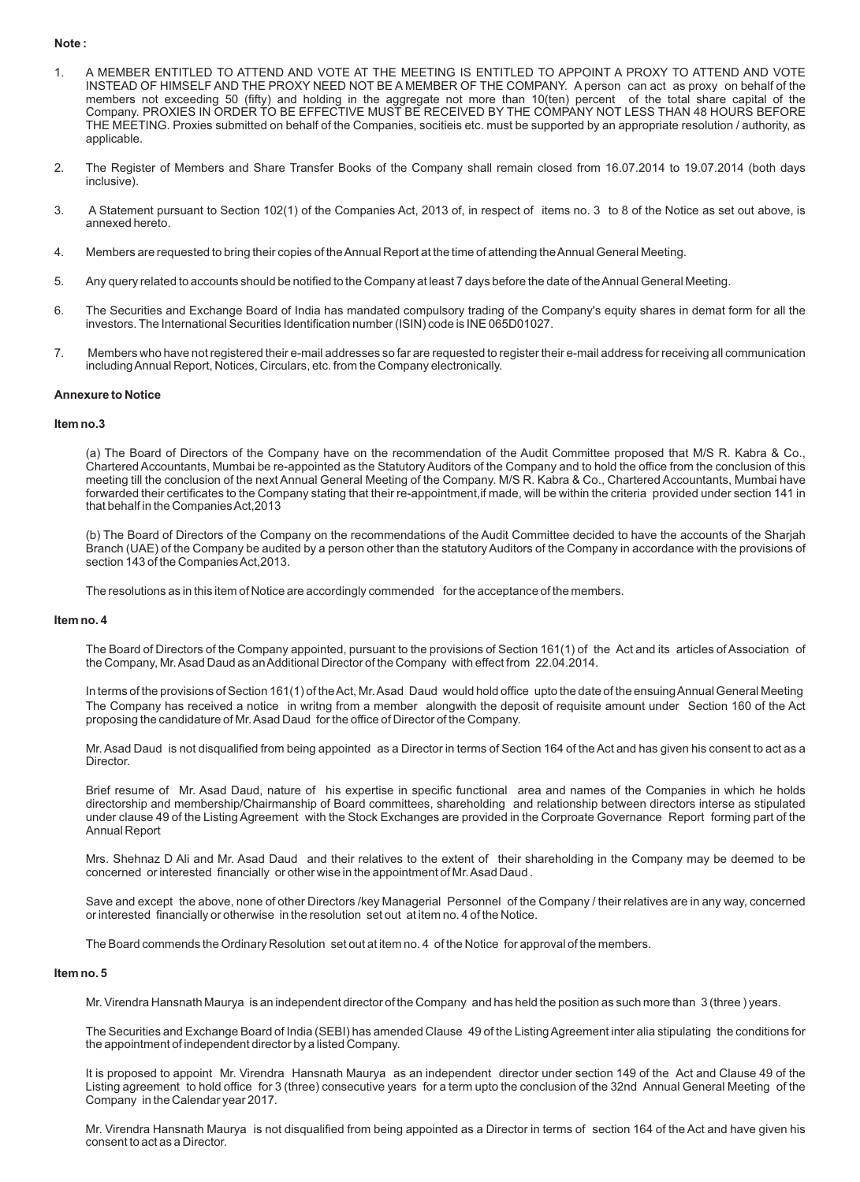**Note :**

1. A MEMBER ENTITLED TO ATTEND AND VOTE AT THE MEETING IS ENTITLED TO APPOINT A PROXY TO ATTEND AND VOTE INSTEAD OF HIMSELF AND THE PROXY NEED NOT BE A MEMBER OF THE COMPANY. A person can act as proxy on behalf of the members not exceeding 50 (fifty) and holding in the aggregate not more than 10(ten) percent of the total share capital of the Company. PROXIES IN ORDER TO BE EFFECTIVE MUST BE RECEIVED BY THE COMPANY NOT LESS THAN 48 HOURS BEFORE THE MEETING. Proxies submitted on behalf of the Companies, socitieis etc. must be supported by an appropriate resolution / authority, as applicable.

2. The Register of Members and Share Transfer Books of the Company shall remain closed from 16.07.2014 to 19.07.2014 (both days inclusive).

3. A Statement pursuant to Section 102(1) of the Companies Act, 2013 of, in respect of items no. 3 to 8 of the Notice as set out above, is annexed hereto.

4. Members are requested to bring their copies of the Annual Report at the time of attending the Annual General Meeting.

5. Any query related to accounts should be notified to the Company at least 7 days before the date of the Annual General Meeting.

6. The Securities and Exchange Board of India has mandated compulsory trading of the Company's equity shares in demat form for all the investors. The International Securities Identification number (ISIN) code is INE 065D01027.

7. Members who have not registered their e-mail addresses so far are requested to register their e-mail address for receiving all communication including Annual Report, Notices, Circulars, etc. from the Company electronically.

**Annexure to Notice**

**Item no.3**

(a) The Board of Directors of the Company have on the recommendation of the Audit Committee proposed that M/S R. Kabra & Co., Chartered Accountants, Mumbai be re-appointed as the Statutory Auditors of the Company and to hold the office from the conclusion of this meeting till the conclusion of the next Annual General Meeting of the Company. M/S R. Kabra & Co., Chartered Accountants, Mumbai have forwarded their certificates to the Company stating that their re-appointment,if made, will be within the criteria provided under section 141 in that behalf in the Companies Act,2013

(b) The Board of Directors of the Company on the recommendations of the Audit Committee decided to have the accounts of the Sharjah Branch (UAE) of the Company be audited by a person other than the statutory Auditors of the Company in accordance with the provisions of section 143 of the Companies Act,2013.

The resolutions as in this item of Notice are accordingly commended for the acceptance of the members.

**Item no. 4**

The Board of Directors of the Company appointed, pursuant to the provisions of Section 161(1) of the Act and its articles of Association of the Company, Mr. Asad Daud as an Additional Director of the Company with effect from 22.04.2014.

In terms of the provisions of Section 161(1) of the Act, Mr. Asad Daud would hold office upto the date of the ensuing Annual General Meeting The Company has received a notice in writng from a member alongwith the deposit of requisite amount under Section 160 of the Act proposing the candidature of Mr. Asad Daud for the office of Director of the Company.

Mr. Asad Daud is not disqualified from being appointed as a Director in terms of Section 164 of the Act and has given his consent to act as a Director.

Brief resume of Mr. Asad Daud, nature of his expertise in specific functional area and names of the Companies in which he holds directorship and membership/Chairmanship of Board committees, shareholding and relationship between directors interse as stipulated under clause 49 of the Listing Agreement with the Stock Exchanges are provided in the Corproate Governance Report forming part of the Annual Report

Mrs. Shehnaz D Ali and Mr. Asad Daud and their relatives to the extent of their shareholding in the Company may be deemed to be concerned or interested financially or other wise in the appointment of Mr. Asad Daud .

Save and except the above, none of other Directors /key Managerial Personnel of the Company / their relatives are in any way, concerned or interested financially or otherwise in the resolution set out at item no. 4 of the Notice.

The Board commends the Ordinary Resolution set out at item no. 4 of the Notice for approval of the members.

**Item no. 5**

Mr. Virendra Hansnath Maurya is an independent director of the Company and has held the position as such more than 3 (three ) years.

The Securities and Exchange Board of India (SEBI) has amended Clause 49 of the Listing Agreement inter alia stipulating the conditions for the appointment of independent director by a listed Company.

It is proposed to appoint Mr. Virendra Hansnath Maurya as an independent director under section 149 of the Act and Clause 49 of the Listing agreement to hold office for 3 (three) consecutive years for a term upto the conclusion of the 32nd Annual General Meeting of the Company in the Calendar year 2017.

Mr. Virendra Hansnath Maurya is not disqualified from being appointed as a Director in terms of section 164 of the Act and have given his consent to act as a Director.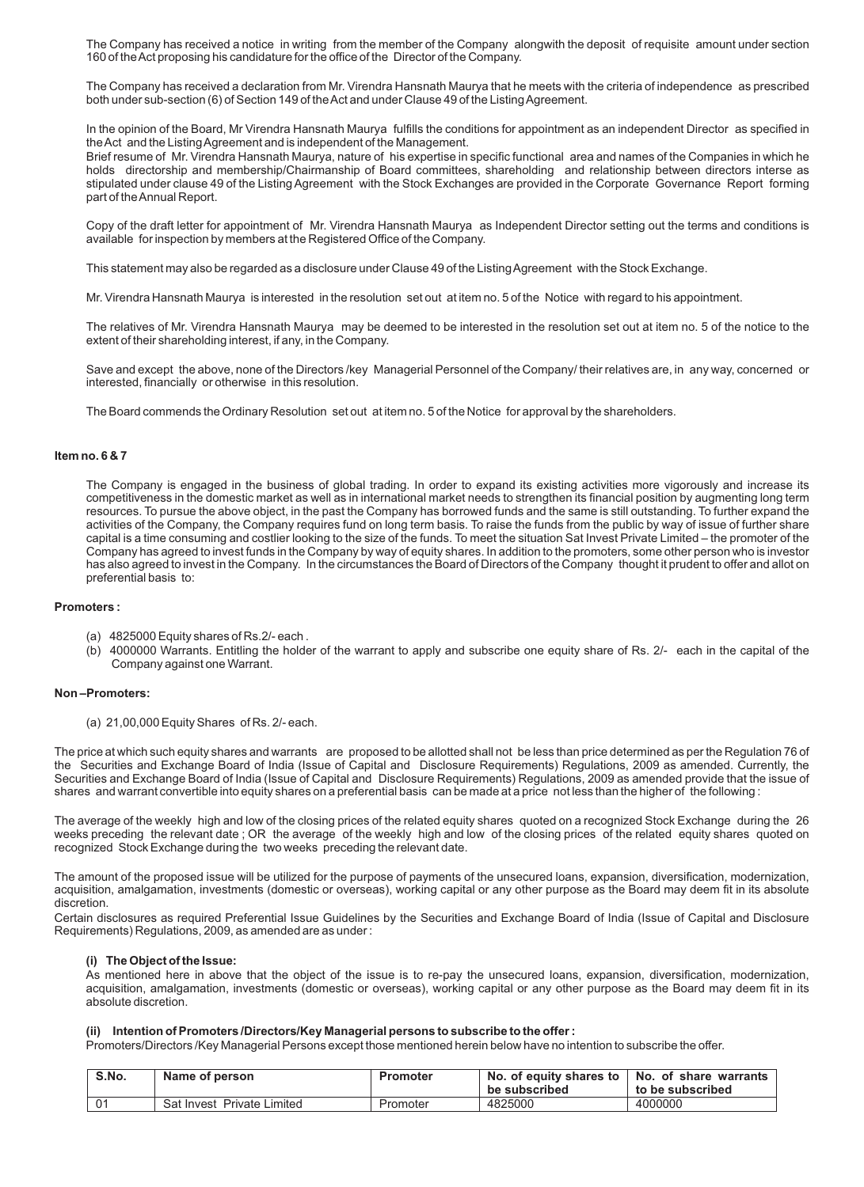The Company has received a notice in writing from the member of the Company alongwith the deposit of requisite amount under section 160 of the Act proposing his candidature for the office of the Director of the Company.

The Company has received a declaration from Mr. Virendra Hansnath Maurya that he meets with the criteria of independence as prescribed both under sub-section (6) of Section 149 of the Act and under Clause 49 of the Listing Agreement.

In the opinion of the Board, Mr Virendra Hansnath Maurya fulfills the conditions for appointment as an independent Director as specified in the Act and the Listing Agreement and is independent of the Management.

Brief resume of Mr. Virendra Hansnath Maurya, nature of his expertise in specific functional area and names of the Companies in which he holds directorship and membership/Chairmanship of Board committees, shareholding and relationship between directors interse as stipulated under clause 49 of the Listing Agreement with the Stock Exchanges are provided in the Corporate Governance Report forming part of the Annual Report.

Copy of the draft letter for appointment of Mr. Virendra Hansnath Maurya as Independent Director setting out the terms and conditions is available for inspection by members at the Registered Office of the Company.

This statement may also be regarded as a disclosure under Clause 49 of the Listing Agreement with the Stock Exchange.

Mr. Virendra Hansnath Maurya is interested in the resolution set out at item no. 5 of the Notice with regard to his appointment.

The relatives of Mr. Virendra Hansnath Maurya may be deemed to be interested in the resolution set out at item no. 5 of the notice to the extent of their shareholding interest, if any, in the Company.

Save and except the above, none of the Directors /key Managerial Personnel of the Company/ their relatives are, in any way, concerned or interested, financially or otherwise in this resolution.

The Board commends the Ordinary Resolution set out at item no. 5 of the Notice for approval by the shareholders.

**Item no. 6 & 7**

The Company is engaged in the business of global trading. In order to expand its existing activities more vigorously and increase its competitiveness in the domestic market as well as in international market needs to strengthen its financial position by augmenting long term resources. To pursue the above object, in the past the Company has borrowed funds and the same is still outstanding. To further expand the activities of the Company, the Company requires fund on long term basis. To raise the funds from the public by way of issue of further share capital is a time consuming and costlier looking to the size of the funds. To meet the situation Sat Invest Private Limited – the promoter of the Company has agreed to invest funds in the Company by way of equity shares. In addition to the promoters, some other person who is investor has also agreed to invest in the Company. In the circumstances the Board of Directors of the Company thought it prudent to offer and allot on preferential basis to:

**Promoters :**

(a) 4825000 Equity shares of Rs.2/- each .

(b) 4000000 Warrants. Entitling the holder of the warrant to apply and subscribe one equity share of Rs. 2/- each in the capital of the Company against one Warrant.

**Non –Promoters:**

(a) 21,00,000 Equity Shares of Rs. 2/- each.

The price at which such equity shares and warrants are proposed to be allotted shall not be less than price determined as per the Regulation 76 of the Securities and Exchange Board of India (Issue of Capital and Disclosure Requirements) Regulations, 2009 as amended. Currently, the Securities and Exchange Board of India (Issue of Capital and Disclosure Requirements) Regulations, 2009 as amended provide that the issue of shares and warrant convertible into equity shares on a preferential basis can be made at a price not less than the higher of the following :

The average of the weekly high and low of the closing prices of the related equity shares quoted on a recognized Stock Exchange during the 26 weeks preceding the relevant date ; OR the average of the weekly high and low of the closing prices of the related equity shares quoted on recognized Stock Exchange during the two weeks preceding the relevant date.

The amount of the proposed issue will be utilized for the purpose of payments of the unsecured loans, expansion, diversification, modernization, acquisition, amalgamation, investments (domestic or overseas), working capital or any other purpose as the Board may deem fit in its absolute discretion.

Certain disclosures as required Preferential Issue Guidelines by the Securities and Exchange Board of India (Issue of Capital and Disclosure Requirements) Regulations, 2009, as amended are as under :

**(i) The Object of the Issue:**

As mentioned here in above that the object of the issue is to re-pay the unsecured loans, expansion, diversification, modernization, acquisition, amalgamation, investments (domestic or overseas), working capital or any other purpose as the Board may deem fit in its absolute discretion.

**(ii) Intention of Promoters /Directors/Key Managerial persons to subscribe to the offer :**

Promoters/Directors /Key Managerial Persons except those mentioned herein below have no intention to subscribe the offer.

| S.No. | Name of person | Promoter | No. of equity shares to be subscribed | No. of share warrants to be subscribed |
|---|---|---|---|---|
| 01 | Sat Invest Private Limited | Promoter | 4825000 | 4000000 |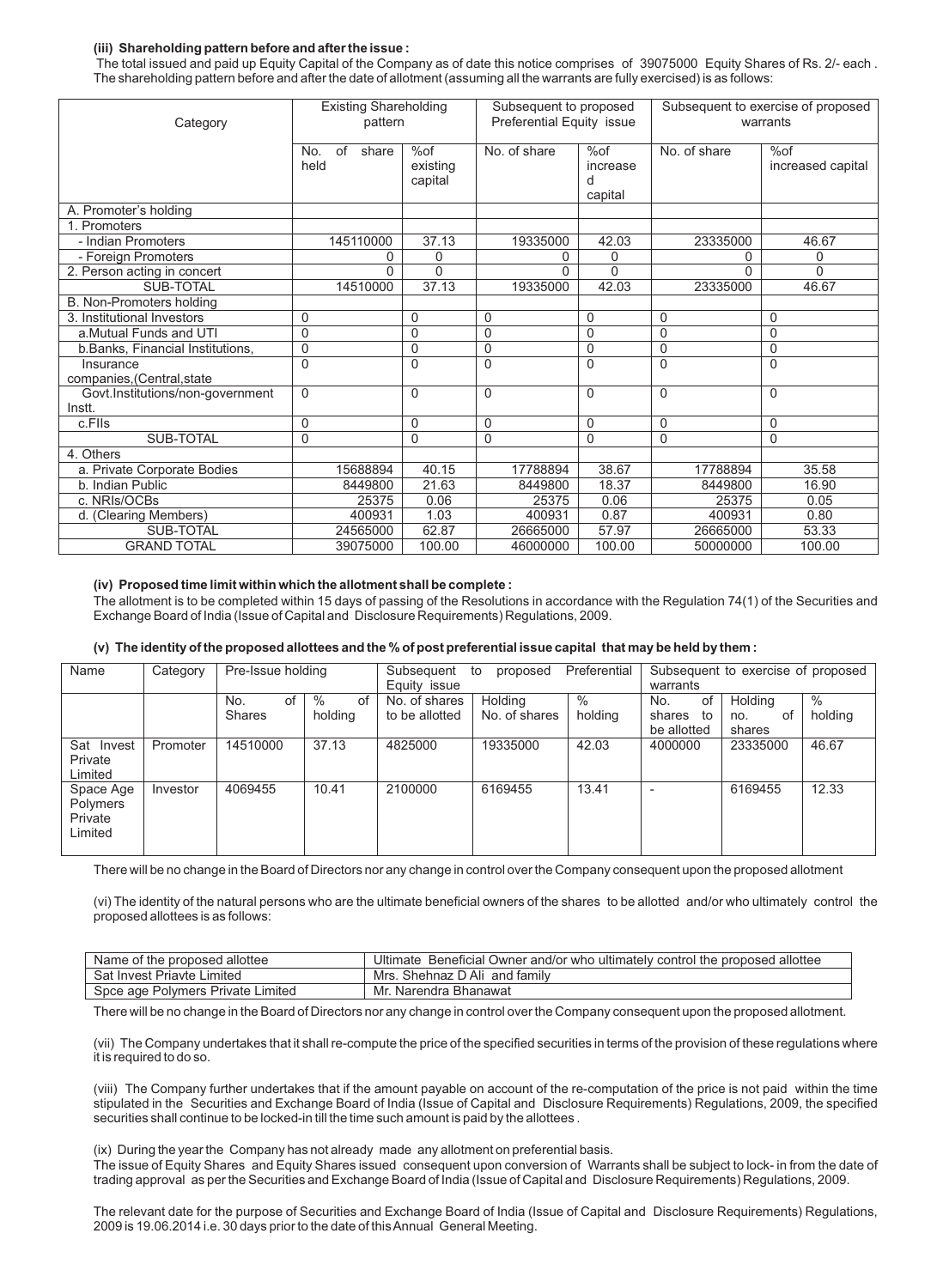**(iii) Shareholding pattern before and after the issue :**

The total issued and paid up Equity Capital of the Company as of date this notice comprises of 39075000 Equity Shares of Rs. 2/- each . The shareholding pattern before and after the date of allotment (assuming all the warrants are fully exercised) is as follows:

| Category | Existing Shareholding pattern | | Subsequent to proposed Preferential Equity issue | | Subsequent to exercise of proposed warrants | |
|---|---|---|---|---|---|---|
| | No. of share held | %of existing capital | No. of share | %of increased capital | No. of share | %of increased capital |
| A. Promoter's holding | | | | | | |
| 1. Promoters | | | | | | |
| - Indian Promoters | 145110000 | 37.13 | 19335000 | 42.03 | 23335000 | 46.67 |
| - Foreign Promoters | 0 | 0 | 0 | 0 | 0 | 0 |
| 2. Person acting in concert | 0 | 0 | 0 | 0 | 0 | 0 |
| SUB-TOTAL | 14510000 | 37.13 | 19335000 | 42.03 | 23335000 | 46.67 |
| B. Non-Promoters holding | | | | | | |
| 3. Institutional Investors | 0 | 0 | 0 | 0 | 0 | 0 |
| a.Mutual Funds and UTI | 0 | 0 | 0 | 0 | 0 | 0 |
| b.Banks, Financial Institutions, | 0 | 0 | 0 | 0 | 0 | 0 |
| Insurance companies,(Central,state | 0 | 0 | 0 | 0 | 0 | 0 |
| Govt.Institutions/non-government Instt. | 0 | 0 | 0 | 0 | 0 | 0 |
| c.FIIs | 0 | 0 | 0 | 0 | 0 | 0 |
| SUB-TOTAL | 0 | 0 | 0 | 0 | 0 | 0 |
| 4. Others | | | | | | |
| a. Private Corporate Bodies | 15688894 | 40.15 | 17788894 | 38.67 | 17788894 | 35.58 |
| b. Indian Public | 8449800 | 21.63 | 8449800 | 18.37 | 8449800 | 16.90 |
| c. NRIs/OCBs | 25375 | 0.06 | 25375 | 0.06 | 25375 | 0.05 |
| d. (Clearing Members) | 400931 | 1.03 | 400931 | 0.87 | 400931 | 0.80 |
| SUB-TOTAL | 24565000 | 62.87 | 26665000 | 57.97 | 26665000 | 53.33 |
| GRAND TOTAL | 39075000 | 100.00 | 46000000 | 100.00 | 50000000 | 100.00 |

**(iv) Proposed time limit within which the allotment shall be complete :**

The allotment is to be completed within 15 days of passing of the Resolutions in accordance with the Regulation 74(1) of the Securities and Exchange Board of India (Issue of Capital and Disclosure Requirements) Regulations, 2009.

**(v) The identity of the proposed allottees and the % of post preferential issue capital that may be held by them :**

| Name | Category | Pre-Issue holding | | Subsequent to proposed Preferential Equity issue | | | Subsequent to exercise of proposed warrants | | |
|---|---|---|---|---|---|---|---|---|---|
| | | No. of Shares | % of holding | No. of shares to be allotted | Holding No. of shares | % holding | No. of shares to be allotted | Holding no. of shares | % holding |
| Sat Invest Private Limited | Promoter | 14510000 | 37.13 | 4825000 | 19335000 | 42.03 | 4000000 | 23335000 | 46.67 |
| Space Age Polymers Private Limited | Investor | 4069455 | 10.41 | 2100000 | 6169455 | 13.41 | - | 6169455 | 12.33 |

There will be no change in the Board of Directors nor any change in control over the Company consequent upon the proposed allotment

(vi) The identity of the natural persons who are the ultimate beneficial owners of the shares to be allotted and/or who ultimately control the proposed allottees is as follows:

| Name of the proposed allottee | Ultimate Beneficial Owner and/or who ultimately control the proposed allottee |
|---|---|
| Sat Invest Priavte Limited | Mrs. Shehnaz D Ali and family |
| Spce age Polymers Private Limited | Mr. Narendra Bhanawat |

There will be no change in the Board of Directors nor any change in control over the Company consequent upon the proposed allotment.

(vii) The Company undertakes that it shall re-compute the price of the specified securities in terms of the provision of these regulations where it is required to do so.

(viii) The Company further undertakes that if the amount payable on account of the re-computation of the price is not paid within the time stipulated in the Securities and Exchange Board of India (Issue of Capital and Disclosure Requirements) Regulations, 2009, the specified securities shall continue to be locked-in till the time such amount is paid by the allottees .

(ix) During the year the Company has not already made any allotment on preferential basis.

The issue of Equity Shares and Equity Shares issued consequent upon conversion of Warrants shall be subject to lock- in from the date of trading approval as per the Securities and Exchange Board of India (Issue of Capital and Disclosure Requirements) Regulations, 2009.

The relevant date for the purpose of Securities and Exchange Board of India (Issue of Capital and Disclosure Requirements) Regulations, 2009 is 19.06.2014 i.e. 30 days prior to the date of this Annual General Meeting.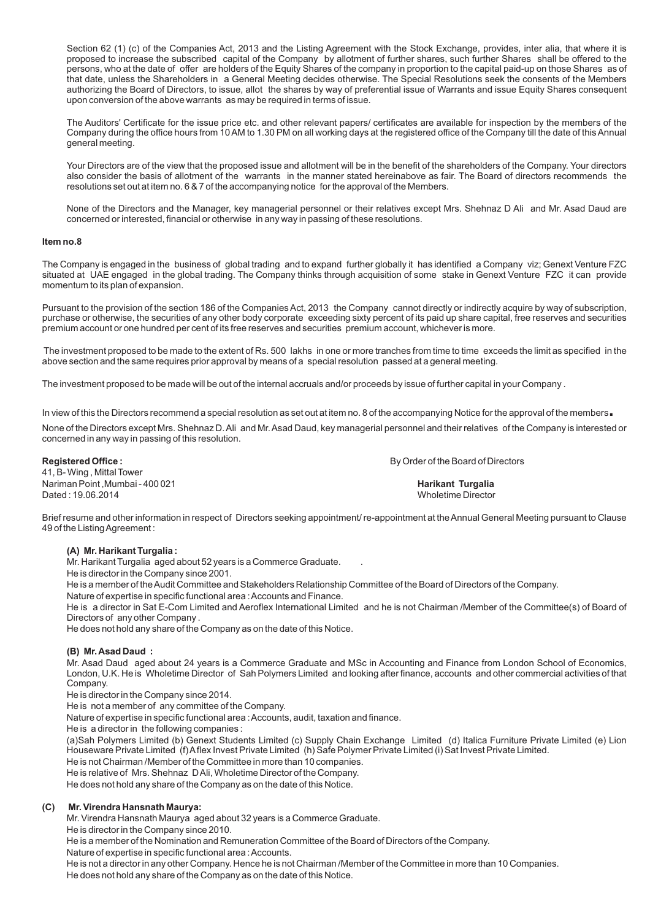Section 62 (1) (c) of the Companies Act, 2013 and the Listing Agreement with the Stock Exchange, provides, inter alia, that where it is proposed to increase the subscribed capital of the Company by allotment of further shares, such further Shares shall be offered to the persons, who at the date of offer are holders of the Equity Shares of the company in proportion to the capital paid-up on those Shares as of that date, unless the Shareholders in a General Meeting decides otherwise. The Special Resolutions seek the consents of the Members authorizing the Board of Directors, to issue, allot the shares by way of preferential issue of Warrants and issue Equity Shares consequent upon conversion of the above warrants as may be required in terms of issue.

The Auditors' Certificate for the issue price etc. and other relevant papers/ certificates are available for inspection by the members of the Company during the office hours from 10 AM to 1.30 PM on all working days at the registered office of the Company till the date of this Annual general meeting.

Your Directors are of the view that the proposed issue and allotment will be in the benefit of the shareholders of the Company. Your directors also consider the basis of allotment of the warrants in the manner stated hereinabove as fair. The Board of directors recommends the resolutions set out at item no. 6 & 7 of the accompanying notice for the approval of the Members.

None of the Directors and the Manager, key managerial personnel or their relatives except Mrs. Shehnaz D Ali and Mr. Asad Daud are concerned or interested, financial or otherwise in any way in passing of these resolutions.

**Item no.8**

The Company is engaged in the business of global trading and to expand further globally it has identified a Company viz; Genext Venture FZC situated at UAE engaged in the global trading. The Company thinks through acquisition of some stake in Genext Venture FZC it can provide momentum to its plan of expansion.

Pursuant to the provision of the section 186 of the Companies Act, 2013 the Company cannot directly or indirectly acquire by way of subscription, purchase or otherwise, the securities of any other body corporate exceeding sixty percent of its paid up share capital, free reserves and securities premium account or one hundred per cent of its free reserves and securities premium account, whichever is more.

The investment proposed to be made to the extent of Rs. 500 lakhs in one or more tranches from time to time exceeds the limit as specified in the above section and the same requires prior approval by means of a special resolution passed at a general meeting.

The investment proposed to be made will be out of the internal accruals and/or proceeds by issue of further capital in your Company .

In view of this the Directors recommend a special resolution as set out at item no. 8 of the accompanying Notice for the approval of the members.

None of the Directors except Mrs. Shehnaz D. Ali and Mr. Asad Daud, key managerial personnel and their relatives of the Company is interested or concerned in any way in passing of this resolution.

**Registered Office :**
41, B- Wing , Mittal Tower
Nariman Point ,Mumbai - 400 021
Dated : 19.06.2014

By Order of the Board of Directors

**Harikant Turgalia**
Wholetime Director

Brief resume and other information in respect of Directors seeking appointment/ re-appointment at the Annual General Meeting pursuant to Clause 49 of the Listing Agreement :

**(A) Mr. Harikant Turgalia :**

Mr. Harikant Turgalia aged about 52 years is a Commerce Graduate.

He is director in the Company since 2001.

He is a member of the Audit Committee and Stakeholders Relationship Committee of the Board of Directors of the Company.

Nature of expertise in specific functional area : Accounts and Finance.

He is a director in Sat E-Com Limited and Aeroflex International Limited and he is not Chairman /Member of the Committee(s) of Board of Directors of any other Company .

He does not hold any share of the Company as on the date of this Notice.

**(B) Mr. Asad Daud :**

Mr. Asad Daud aged about 24 years is a Commerce Graduate and MSc in Accounting and Finance from London School of Economics, London, U.K. He is Wholetime Director of Sah Polymers Limited and looking after finance, accounts and other commercial activities of that Company.

He is director in the Company since 2014.

He is not a member of any committee of the Company.

Nature of expertise in specific functional area : Accounts, audit, taxation and finance.

He is a director in the following companies :

(a)Sah Polymers Limited (b) Genext Students Limited (c) Supply Chain Exchange Limited (d) Italica Furniture Private Limited (e) Lion Houseware Private Limited (f) Aflex Invest Private Limited (h) Safe Polymer Private Limited (i) Sat Invest Private Limited.

He is not Chairman /Member of the Committee in more than 10 companies.

He is relative of Mrs. Shehnaz D Ali, Wholetime Director of the Company.

He does not hold any share of the Company as on the date of this Notice.

**(C) Mr. Virendra Hansnath Maurya:**

Mr. Virendra Hansnath Maurya aged about 32 years is a Commerce Graduate.

He is director in the Company since 2010.

He is a member of the Nomination and Remuneration Committee of the Board of Directors of the Company.

Nature of expertise in specific functional area : Accounts.

He is not a director in any other Company. Hence he is not Chairman /Member of the Committee in more than 10 Companies.

He does not hold any share of the Company as on the date of this Notice.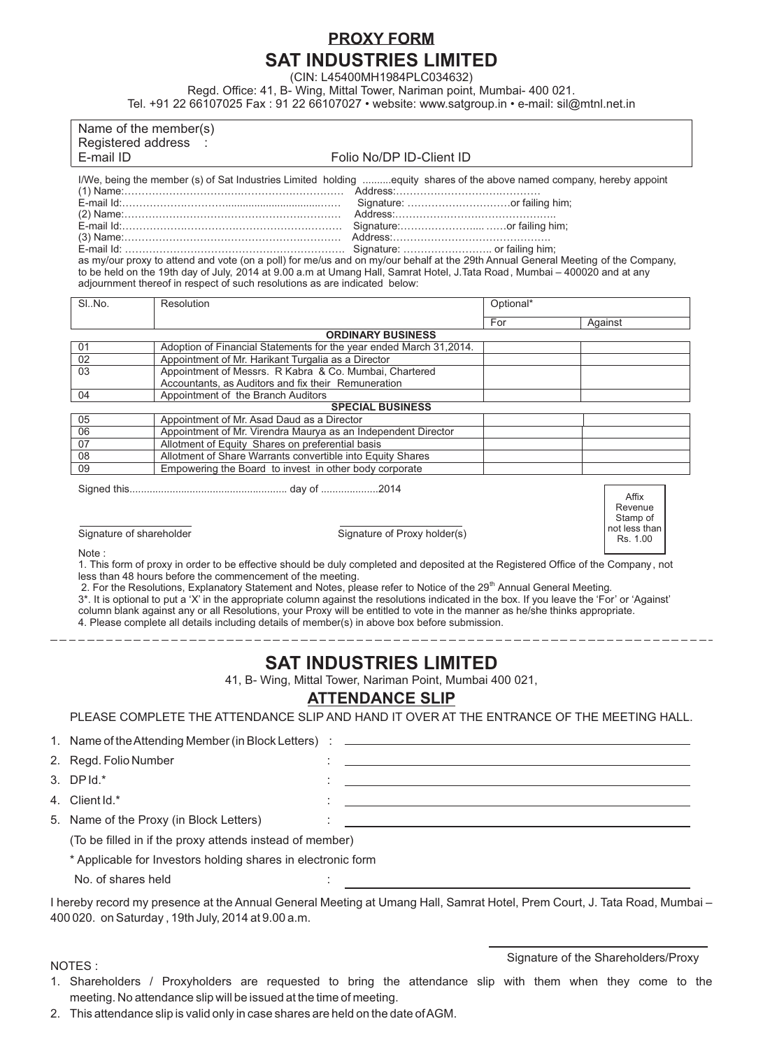## PROXY FORM

# SAT INDUSTRIES LIMITED

(CIN: L45400MH1984PLC034632)

Regd. Office: 41, B- Wing, Mittal Tower, Nariman point, Mumbai- 400 021.

Tel. +91 22 66107025 Fax : 91 22 66107027 • website: www.satgroup.in • e-mail: sil@mtnl.net.in

| | |
|---|---|
| Name of the member(s) | |
| Registered address : | |
| E-mail ID | Folio No/DP ID-Client ID |

I/We, being the member (s) of Sat Industries Limited holding ..........equity shares of the above named company, hereby appoint

(1) Name:……………………………………………………… Address:……………………………………

E-mail Id:……………………………........................……… Signature: …………………………or failing him;

(2) Name:……………………………………………………… Address:………………………………………..

E-mail Id:……………………………………………………… Signature:………………….... ……or failing him;

(3) Name:……………………………………………………… Address:………………………………………

E-mail Id: ……………………………………………………… Signature: …………………….. or failing him;

as my/our proxy to attend and vote (on a poll) for me/us and on my/our behalf at the 29th Annual General Meeting of the Company, to be held on the 19th day of July, 2014 at 9.00 a.m at Umang Hall, Samrat Hotel, J.Tata Road, Mumbai – 400020 and at any adjournment thereof in respect of such resolutions as are indicated below:

| Sl..No. | Resolution | Optional* | |
|---|---|---|---|
| | | For | Against |
| | **ORDINARY BUSINESS** | | |
| 01 | Adoption of Financial Statements for the year ended March 31,2014. | | |
| 02 | Appointment of Mr. Harikant Turgalia as a Director | | |
| 03 | Appointment of Messrs. R Kabra & Co. Mumbai, Chartered Accountants, as Auditors and fix their Remuneration | | |
| 04 | Appointment of the Branch Auditors | | |
| | **SPECIAL BUSINESS** | | |
| 05 | Appointment of Mr. Asad Daud as a Director | | |
| 06 | Appointment of Mr. Virendra Maurya as an Independent Director | | |
| 07 | Allotment of Equity Shares on preferential basis | | |
| 08 | Allotment of Share Warrants convertible into Equity Shares | | |
| 09 | Empowering the Board to invest in other body corporate | | |

Signed this...................................................... day of ....................2014

Affix Revenue Stamp of not less than Rs. 1.00

Signature of shareholder          Signature of Proxy holder(s)

Note :

1. This form of proxy in order to be effective should be duly completed and deposited at the Registered Office of the Company, not less than 48 hours before the commencement of the meeting.
2. For the Resolutions, Explanatory Statement and Notes, please refer to Notice of the 29th Annual General Meeting.
3*. It is optional to put a 'X' in the appropriate column against the resolutions indicated in the box. If you leave the 'For' or 'Against' column blank against any or all Resolutions, your Proxy will be entitled to vote in the manner as he/she thinks appropriate.
4. Please complete all details including details of member(s) in above box before submission.

---

# SAT INDUSTRIES LIMITED

41, B- Wing, Mittal Tower, Nariman Point, Mumbai 400 021,

## ATTENDANCE SLIP

PLEASE COMPLETE THE ATTENDANCE SLIP AND HAND IT OVER AT THE ENTRANCE OF THE MEETING HALL.

1. Name of the Attending Member (in Block Letters) : ____________________
2. Regd. Folio Number : ____________________
3. DP Id.* : ____________________
4. Client Id.* : ____________________
5. Name of the Proxy (in Block Letters) : ____________________

(To be filled in if the proxy attends instead of member)

* Applicable for Investors holding shares in electronic form

No. of shares held : ____________________

I hereby record my presence at the Annual General Meeting at Umang Hall, Samrat Hotel, Prem Court, J. Tata Road, Mumbai – 400 020. on Saturday , 19th July, 2014 at 9.00 a.m.

Signature of the Shareholders/Proxy

NOTES :

1. Shareholders / Proxyholders are requested to bring the attendance slip with them when they come to the meeting. No attendance slip will be issued at the time of meeting.
2. This attendance slip is valid only in case shares are held on the date of AGM.